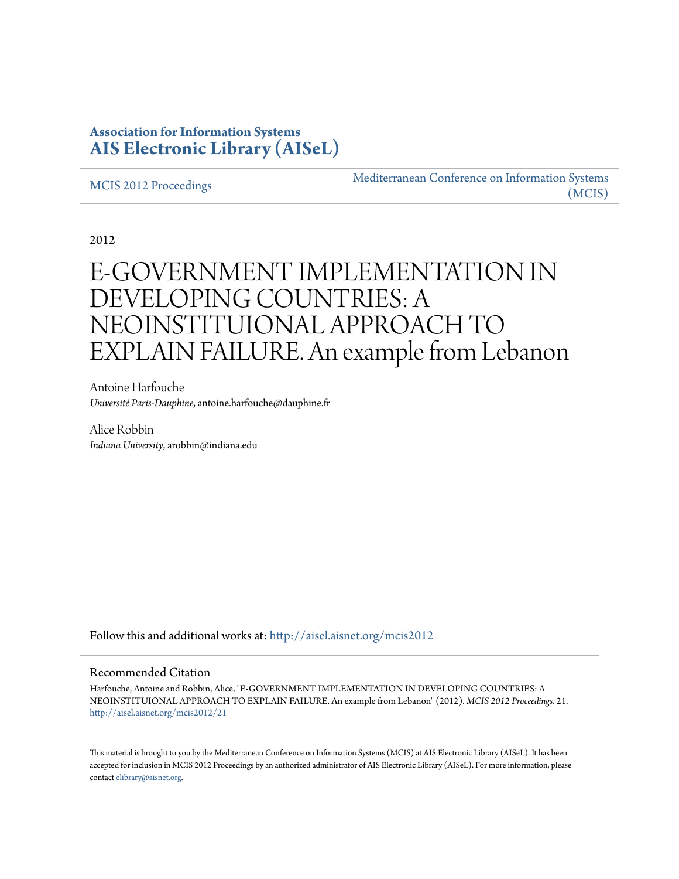**Association for Information Systems**
**AIS Electronic Library (AISeL)**

MCIS 2012 Proceedings

Mediterranean Conference on Information Systems (MCIS)

2012

# E-GOVERNMENT IMPLEMENTATION IN DEVELOPING COUNTRIES: A NEOINSTITUIONAL APPROACH TO EXPLAIN FAILURE. An example from Lebanon

Antoine Harfouche
*Université Paris-Dauphine*, antoine.harfouche@dauphine.fr

Alice Robbin
*Indiana University*, arobbin@indiana.edu

Follow this and additional works at: http://aisel.aisnet.org/mcis2012

## Recommended Citation

Harfouche, Antoine and Robbin, Alice, "E-GOVERNMENT IMPLEMENTATION IN DEVELOPING COUNTRIES: A NEOINSTITUIONAL APPROACH TO EXPLAIN FAILURE. An example from Lebanon" (2012). *MCIS 2012 Proceedings*. 21.
http://aisel.aisnet.org/mcis2012/21

This material is brought to you by the Mediterranean Conference on Information Systems (MCIS) at AIS Electronic Library (AISeL). It has been accepted for inclusion in MCIS 2012 Proceedings by an authorized administrator of AIS Electronic Library (AISeL). For more information, please contact elibrary@aisnet.org.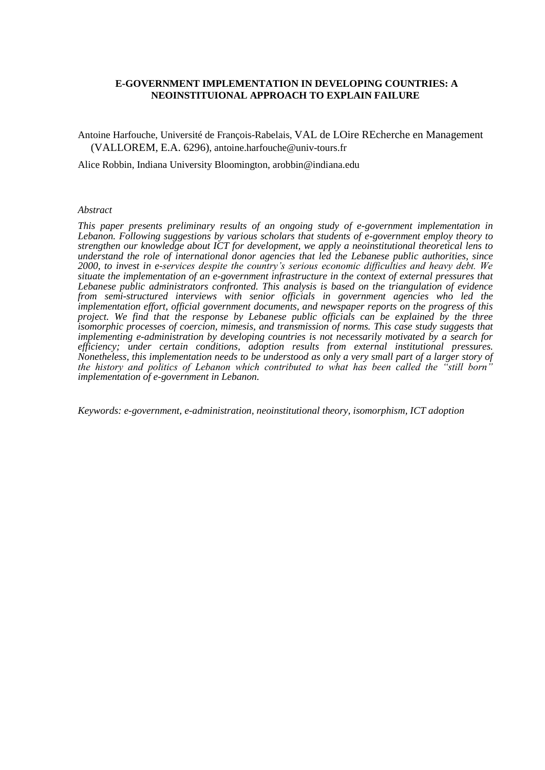**E-GOVERNMENT IMPLEMENTATION IN DEVELOPING COUNTRIES: A NEOINSTITUIONAL APPROACH TO EXPLAIN FAILURE**

Antoine Harfouche, Université de François-Rabelais, VAL de LOire REcherche en Management (VALLOREM, E.A. 6296), antoine.harfouche@univ-tours.fr

Alice Robbin, Indiana University Bloomington, arobbin@indiana.edu

*Abstract*

*This paper presents preliminary results of an ongoing study of e-government implementation in Lebanon. Following suggestions by various scholars that students of e-government employ theory to strengthen our knowledge about ICT for development, we apply a neoinstitutional theoretical lens to understand the role of international donor agencies that led the Lebanese public authorities, since 2000, to invest in e-services despite the country's serious economic difficulties and heavy debt. We situate the implementation of an e-government infrastructure in the context of external pressures that Lebanese public administrators confronted. This analysis is based on the triangulation of evidence from semi-structured interviews with senior officials in government agencies who led the implementation effort, official government documents, and newspaper reports on the progress of this project. We find that the response by Lebanese public officials can be explained by the three isomorphic processes of coercion, mimesis, and transmission of norms. This case study suggests that implementing e-administration by developing countries is not necessarily motivated by a search for efficiency; under certain conditions, adoption results from external institutional pressures. Nonetheless, this implementation needs to be understood as only a very small part of a larger story of the history and politics of Lebanon which contributed to what has been called the "still born" implementation of e-government in Lebanon.*

*Keywords: e-government, e-administration, neoinstitutional theory, isomorphism, ICT adoption*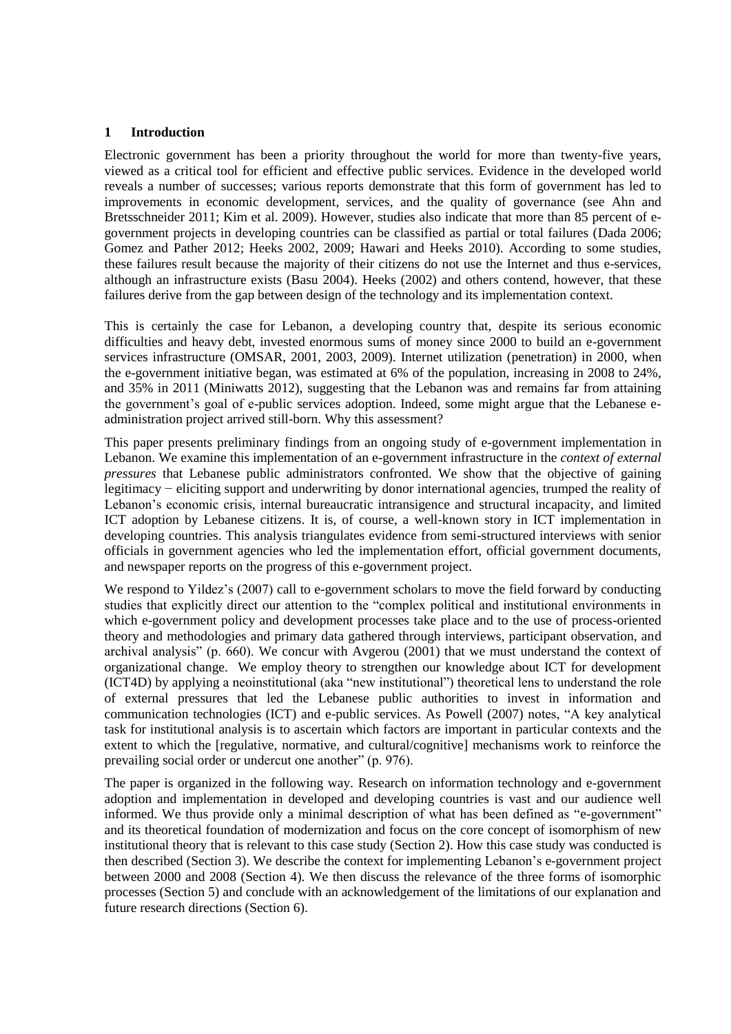## 1 Introduction

Electronic government has been a priority throughout the world for more than twenty-five years, viewed as a critical tool for efficient and effective public services. Evidence in the developed world reveals a number of successes; various reports demonstrate that this form of government has led to improvements in economic development, services, and the quality of governance (see Ahn and Bretsschneider 2011; Kim et al. 2009). However, studies also indicate that more than 85 percent of e-government projects in developing countries can be classified as partial or total failures (Dada 2006; Gomez and Pather 2012; Heeks 2002, 2009; Hawari and Heeks 2010). According to some studies, these failures result because the majority of their citizens do not use the Internet and thus e-services, although an infrastructure exists (Basu 2004). Heeks (2002) and others contend, however, that these failures derive from the gap between design of the technology and its implementation context.

This is certainly the case for Lebanon, a developing country that, despite its serious economic difficulties and heavy debt, invested enormous sums of money since 2000 to build an e-government services infrastructure (OMSAR, 2001, 2003, 2009). Internet utilization (penetration) in 2000, when the e-government initiative began, was estimated at 6% of the population, increasing in 2008 to 24%, and 35% in 2011 (Miniwatts 2012), suggesting that the Lebanon was and remains far from attaining the government's goal of e-public services adoption. Indeed, some might argue that the Lebanese e-administration project arrived still-born. Why this assessment?

This paper presents preliminary findings from an ongoing study of e-government implementation in Lebanon. We examine this implementation of an e-government infrastructure in the *context of external pressures* that Lebanese public administrators confronted. We show that the objective of gaining legitimacy − eliciting support and underwriting by donor international agencies, trumped the reality of Lebanon's economic crisis, internal bureaucratic intransigence and structural incapacity, and limited ICT adoption by Lebanese citizens. It is, of course, a well-known story in ICT implementation in developing countries. This analysis triangulates evidence from semi-structured interviews with senior officials in government agencies who led the implementation effort, official government documents, and newspaper reports on the progress of this e-government project.

We respond to Yildez's (2007) call to e-government scholars to move the field forward by conducting studies that explicitly direct our attention to the "complex political and institutional environments in which e-government policy and development processes take place and to the use of process-oriented theory and methodologies and primary data gathered through interviews, participant observation, and archival analysis" (p. 660). We concur with Avgerou (2001) that we must understand the context of organizational change. We employ theory to strengthen our knowledge about ICT for development (ICT4D) by applying a neoinstitutional (aka "new institutional") theoretical lens to understand the role of external pressures that led the Lebanese public authorities to invest in information and communication technologies (ICT) and e-public services. As Powell (2007) notes, "A key analytical task for institutional analysis is to ascertain which factors are important in particular contexts and the extent to which the [regulative, normative, and cultural/cognitive] mechanisms work to reinforce the prevailing social order or undercut one another" (p. 976).

The paper is organized in the following way. Research on information technology and e-government adoption and implementation in developed and developing countries is vast and our audience well informed. We thus provide only a minimal description of what has been defined as "e-government" and its theoretical foundation of modernization and focus on the core concept of isomorphism of new institutional theory that is relevant to this case study (Section 2). How this case study was conducted is then described (Section 3). We describe the context for implementing Lebanon's e-government project between 2000 and 2008 (Section 4). We then discuss the relevance of the three forms of isomorphic processes (Section 5) and conclude with an acknowledgement of the limitations of our explanation and future research directions (Section 6).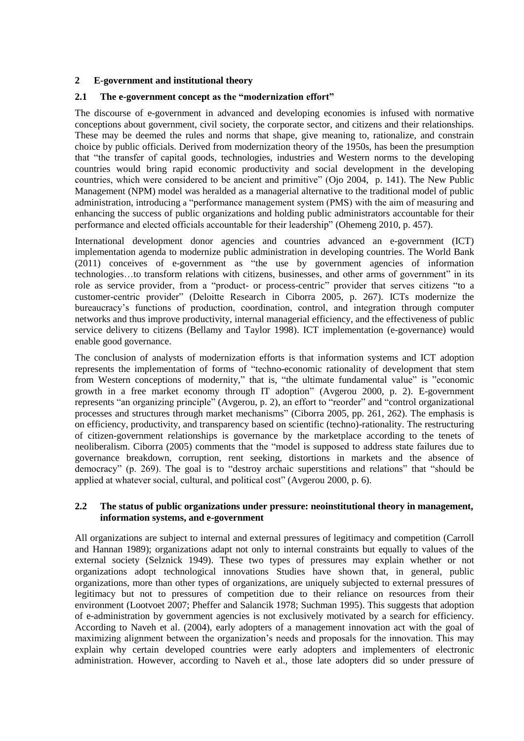## 2 E-government and institutional theory

### 2.1 The e-government concept as the "modernization effort"

The discourse of e-government in advanced and developing economies is infused with normative conceptions about government, civil society, the corporate sector, and citizens and their relationships. These may be deemed the rules and norms that shape, give meaning to, rationalize, and constrain choice by public officials. Derived from modernization theory of the 1950s, has been the presumption that "the transfer of capital goods, technologies, industries and Western norms to the developing countries would bring rapid economic productivity and social development in the developing countries, which were considered to be ancient and primitive" (Ojo 2004, p. 141). The New Public Management (NPM) model was heralded as a managerial alternative to the traditional model of public administration, introducing a "performance management system (PMS) with the aim of measuring and enhancing the success of public organizations and holding public administrators accountable for their performance and elected officials accountable for their leadership" (Ohemeng 2010, p. 457).

International development donor agencies and countries advanced an e-government (ICT) implementation agenda to modernize public administration in developing countries. The World Bank (2011) conceives of e-government as "the use by government agencies of information technologies…to transform relations with citizens, businesses, and other arms of government" in its role as service provider, from a "product- or process-centric" provider that serves citizens "to a customer-centric provider" (Deloitte Research in Ciborra 2005, p. 267). ICTs modernize the bureaucracy's functions of production, coordination, control, and integration through computer networks and thus improve productivity, internal managerial efficiency, and the effectiveness of public service delivery to citizens (Bellamy and Taylor 1998). ICT implementation (e-governance) would enable good governance.

The conclusion of analysts of modernization efforts is that information systems and ICT adoption represents the implementation of forms of "techno-economic rationality of development that stem from Western conceptions of modernity," that is, "the ultimate fundamental value" is "economic growth in a free market economy through IT adoption" (Avgerou 2000, p. 2). E-government represents "an organizing principle" (Avgerou, p. 2), an effort to "reorder" and "control organizational processes and structures through market mechanisms" (Ciborra 2005, pp. 261, 262). The emphasis is on efficiency, productivity, and transparency based on scientific (techno)-rationality. The restructuring of citizen-government relationships is governance by the marketplace according to the tenets of neoliberalism. Ciborra (2005) comments that the "model is supposed to address state failures due to governance breakdown, corruption, rent seeking, distortions in markets and the absence of democracy" (p. 269). The goal is to "destroy archaic superstitions and relations" that "should be applied at whatever social, cultural, and political cost" (Avgerou 2000, p. 6).

### 2.2 The status of public organizations under pressure: neoinstitutional theory in management, information systems, and e-government

All organizations are subject to internal and external pressures of legitimacy and competition (Carroll and Hannan 1989); organizations adapt not only to internal constraints but equally to values of the external society (Selznick 1949). These two types of pressures may explain whether or not organizations adopt technological innovations Studies have shown that, in general, public organizations, more than other types of organizations, are uniquely subjected to external pressures of legitimacy but not to pressures of competition due to their reliance on resources from their environment (Lootvoet 2007; Pheffer and Salancik 1978; Suchman 1995). This suggests that adoption of e-administration by government agencies is not exclusively motivated by a search for efficiency. According to Naveh et al. (2004), early adopters of a management innovation act with the goal of maximizing alignment between the organization's needs and proposals for the innovation. This may explain why certain developed countries were early adopters and implementers of electronic administration. However, according to Naveh et al., those late adopters did so under pressure of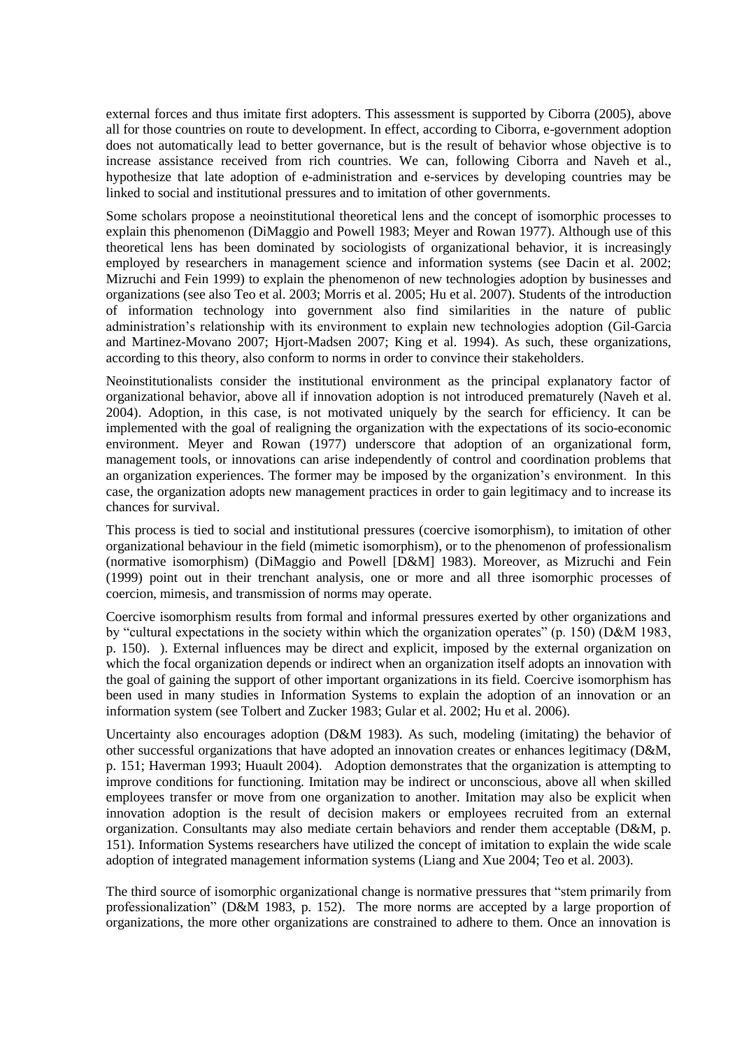external forces and thus imitate first adopters. This assessment is supported by Ciborra (2005), above all for those countries on route to development. In effect, according to Ciborra, e-government adoption does not automatically lead to better governance, but is the result of behavior whose objective is to increase assistance received from rich countries. We can, following Ciborra and Naveh et al., hypothesize that late adoption of e-administration and e-services by developing countries may be linked to social and institutional pressures and to imitation of other governments.

Some scholars propose a neoinstitutional theoretical lens and the concept of isomorphic processes to explain this phenomenon (DiMaggio and Powell 1983; Meyer and Rowan 1977). Although use of this theoretical lens has been dominated by sociologists of organizational behavior, it is increasingly employed by researchers in management science and information systems (see Dacin et al. 2002; Mizruchi and Fein 1999) to explain the phenomenon of new technologies adoption by businesses and organizations (see also Teo et al. 2003; Morris et al. 2005; Hu et al. 2007). Students of the introduction of information technology into government also find similarities in the nature of public administration's relationship with its environment to explain new technologies adoption (Gil-Garcia and Martinez-Movano 2007; Hjort-Madsen 2007; King et al. 1994). As such, these organizations, according to this theory, also conform to norms in order to convince their stakeholders.

Neoinstitutionalists consider the institutional environment as the principal explanatory factor of organizational behavior, above all if innovation adoption is not introduced prematurely (Naveh et al. 2004). Adoption, in this case, is not motivated uniquely by the search for efficiency. It can be implemented with the goal of realigning the organization with the expectations of its socio-economic environment. Meyer and Rowan (1977) underscore that adoption of an organizational form, management tools, or innovations can arise independently of control and coordination problems that an organization experiences. The former may be imposed by the organization's environment. In this case, the organization adopts new management practices in order to gain legitimacy and to increase its chances for survival.

This process is tied to social and institutional pressures (coercive isomorphism), to imitation of other organizational behaviour in the field (mimetic isomorphism), or to the phenomenon of professionalism (normative isomorphism) (DiMaggio and Powell [D&M] 1983). Moreover, as Mizruchi and Fein (1999) point out in their trenchant analysis, one or more and all three isomorphic processes of coercion, mimesis, and transmission of norms may operate.

Coercive isomorphism results from formal and informal pressures exerted by other organizations and by "cultural expectations in the society within which the organization operates" (p. 150) (D&M 1983, p. 150). ). External influences may be direct and explicit, imposed by the external organization on which the focal organization depends or indirect when an organization itself adopts an innovation with the goal of gaining the support of other important organizations in its field. Coercive isomorphism has been used in many studies in Information Systems to explain the adoption of an innovation or an information system (see Tolbert and Zucker 1983; Gular et al. 2002; Hu et al. 2006).

Uncertainty also encourages adoption (D&M 1983). As such, modeling (imitating) the behavior of other successful organizations that have adopted an innovation creates or enhances legitimacy (D&M, p. 151; Haverman 1993; Huault 2004). Adoption demonstrates that the organization is attempting to improve conditions for functioning. Imitation may be indirect or unconscious, above all when skilled employees transfer or move from one organization to another. Imitation may also be explicit when innovation adoption is the result of decision makers or employees recruited from an external organization. Consultants may also mediate certain behaviors and render them acceptable (D&M, p. 151). Information Systems researchers have utilized the concept of imitation to explain the wide scale adoption of integrated management information systems (Liang and Xue 2004; Teo et al. 2003).

The third source of isomorphic organizational change is normative pressures that "stem primarily from professionalization" (D&M 1983, p. 152). The more norms are accepted by a large proportion of organizations, the more other organizations are constrained to adhere to them. Once an innovation is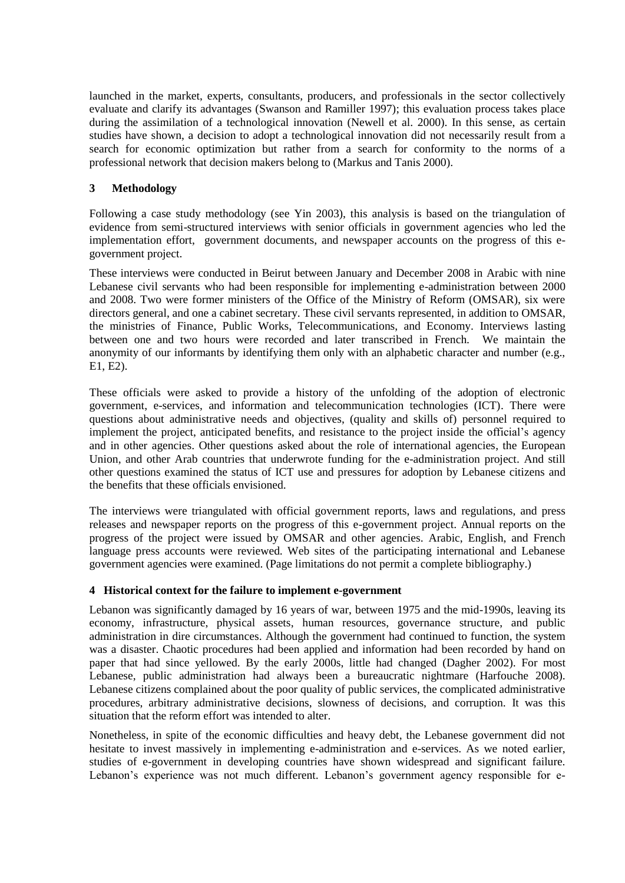launched in the market, experts, consultants, producers, and professionals in the sector collectively evaluate and clarify its advantages (Swanson and Ramiller 1997); this evaluation process takes place during the assimilation of a technological innovation (Newell et al. 2000). In this sense, as certain studies have shown, a decision to adopt a technological innovation did not necessarily result from a search for economic optimization but rather from a search for conformity to the norms of a professional network that decision makers belong to (Markus and Tanis 2000).

## 3 Methodology

Following a case study methodology (see Yin 2003), this analysis is based on the triangulation of evidence from semi-structured interviews with senior officials in government agencies who led the implementation effort, government documents, and newspaper accounts on the progress of this e-government project.

These interviews were conducted in Beirut between January and December 2008 in Arabic with nine Lebanese civil servants who had been responsible for implementing e-administration between 2000 and 2008. Two were former ministers of the Office of the Ministry of Reform (OMSAR), six were directors general, and one a cabinet secretary. These civil servants represented, in addition to OMSAR, the ministries of Finance, Public Works, Telecommunications, and Economy. Interviews lasting between one and two hours were recorded and later transcribed in French. We maintain the anonymity of our informants by identifying them only with an alphabetic character and number (e.g., E1, E2).

These officials were asked to provide a history of the unfolding of the adoption of electronic government, e-services, and information and telecommunication technologies (ICT). There were questions about administrative needs and objectives, (quality and skills of) personnel required to implement the project, anticipated benefits, and resistance to the project inside the official's agency and in other agencies. Other questions asked about the role of international agencies, the European Union, and other Arab countries that underwrote funding for the e-administration project. And still other questions examined the status of ICT use and pressures for adoption by Lebanese citizens and the benefits that these officials envisioned.

The interviews were triangulated with official government reports, laws and regulations, and press releases and newspaper reports on the progress of this e-government project. Annual reports on the progress of the project were issued by OMSAR and other agencies. Arabic, English, and French language press accounts were reviewed. Web sites of the participating international and Lebanese government agencies were examined. (Page limitations do not permit a complete bibliography.)

## 4 Historical context for the failure to implement e-government

Lebanon was significantly damaged by 16 years of war, between 1975 and the mid-1990s, leaving its economy, infrastructure, physical assets, human resources, governance structure, and public administration in dire circumstances. Although the government had continued to function, the system was a disaster. Chaotic procedures had been applied and information had been recorded by hand on paper that had since yellowed. By the early 2000s, little had changed (Dagher 2002). For most Lebanese, public administration had always been a bureaucratic nightmare (Harfouche 2008). Lebanese citizens complained about the poor quality of public services, the complicated administrative procedures, arbitrary administrative decisions, slowness of decisions, and corruption. It was this situation that the reform effort was intended to alter.

Nonetheless, in spite of the economic difficulties and heavy debt, the Lebanese government did not hesitate to invest massively in implementing e-administration and e-services. As we noted earlier, studies of e-government in developing countries have shown widespread and significant failure. Lebanon's experience was not much different. Lebanon's government agency responsible for e-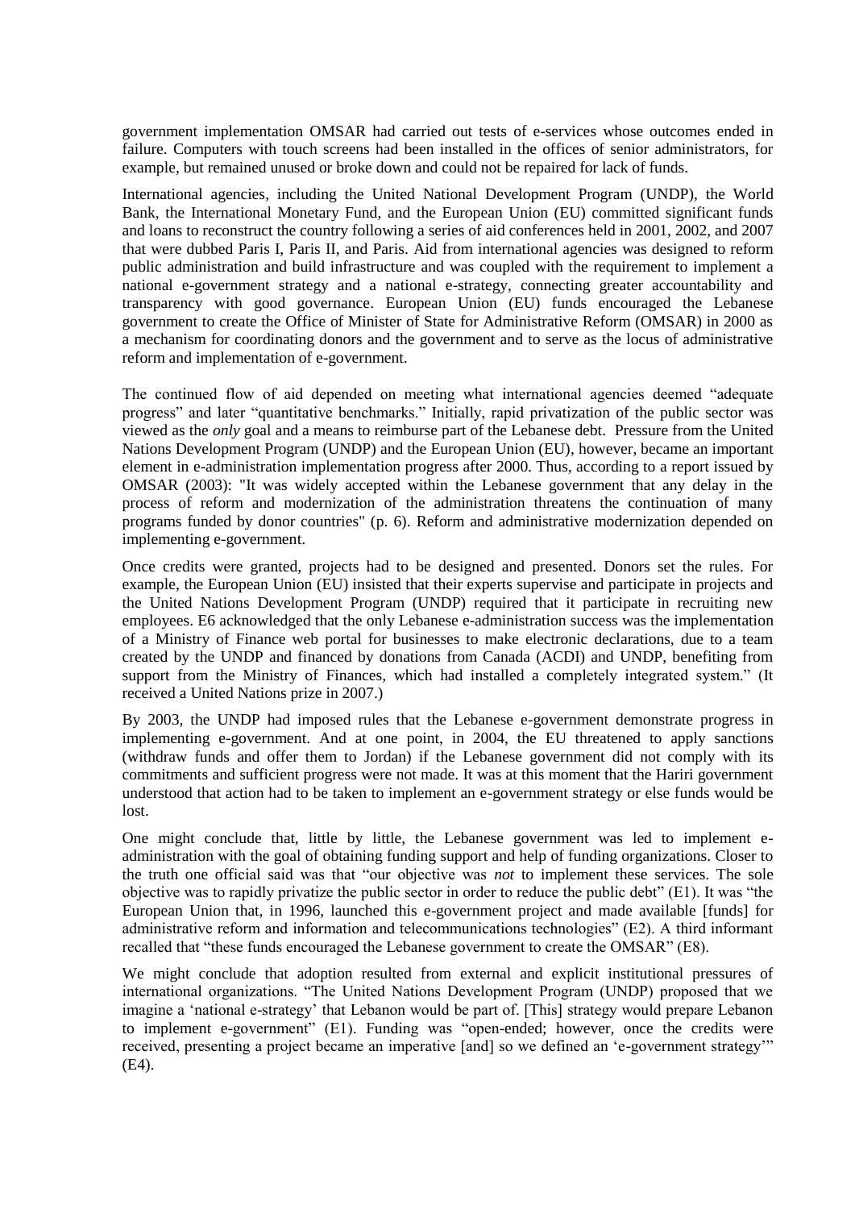government implementation OMSAR had carried out tests of e-services whose outcomes ended in failure. Computers with touch screens had been installed in the offices of senior administrators, for example, but remained unused or broke down and could not be repaired for lack of funds.

International agencies, including the United National Development Program (UNDP), the World Bank, the International Monetary Fund, and the European Union (EU) committed significant funds and loans to reconstruct the country following a series of aid conferences held in 2001, 2002, and 2007 that were dubbed Paris I, Paris II, and Paris. Aid from international agencies was designed to reform public administration and build infrastructure and was coupled with the requirement to implement a national e-government strategy and a national e-strategy, connecting greater accountability and transparency with good governance. European Union (EU) funds encouraged the Lebanese government to create the Office of Minister of State for Administrative Reform (OMSAR) in 2000 as a mechanism for coordinating donors and the government and to serve as the locus of administrative reform and implementation of e-government.

The continued flow of aid depended on meeting what international agencies deemed "adequate progress" and later "quantitative benchmarks." Initially, rapid privatization of the public sector was viewed as the *only* goal and a means to reimburse part of the Lebanese debt. Pressure from the United Nations Development Program (UNDP) and the European Union (EU), however, became an important element in e-administration implementation progress after 2000. Thus, according to a report issued by OMSAR (2003): "It was widely accepted within the Lebanese government that any delay in the process of reform and modernization of the administration threatens the continuation of many programs funded by donor countries" (p. 6). Reform and administrative modernization depended on implementing e-government.

Once credits were granted, projects had to be designed and presented. Donors set the rules. For example, the European Union (EU) insisted that their experts supervise and participate in projects and the United Nations Development Program (UNDP) required that it participate in recruiting new employees. E6 acknowledged that the only Lebanese e-administration success was the implementation of a Ministry of Finance web portal for businesses to make electronic declarations, due to a team created by the UNDP and financed by donations from Canada (ACDI) and UNDP, benefiting from support from the Ministry of Finances, which had installed a completely integrated system." (It received a United Nations prize in 2007.)

By 2003, the UNDP had imposed rules that the Lebanese e-government demonstrate progress in implementing e-government. And at one point, in 2004, the EU threatened to apply sanctions (withdraw funds and offer them to Jordan) if the Lebanese government did not comply with its commitments and sufficient progress were not made. It was at this moment that the Hariri government understood that action had to be taken to implement an e-government strategy or else funds would be lost.

One might conclude that, little by little, the Lebanese government was led to implement e-administration with the goal of obtaining funding support and help of funding organizations. Closer to the truth one official said was that "our objective was *not* to implement these services. The sole objective was to rapidly privatize the public sector in order to reduce the public debt" (E1). It was "the European Union that, in 1996, launched this e-government project and made available [funds] for administrative reform and information and telecommunications technologies" (E2). A third informant recalled that "these funds encouraged the Lebanese government to create the OMSAR" (E8).

We might conclude that adoption resulted from external and explicit institutional pressures of international organizations. "The United Nations Development Program (UNDP) proposed that we imagine a 'national e-strategy' that Lebanon would be part of. [This] strategy would prepare Lebanon to implement e-government" (E1). Funding was "open-ended; however, once the credits were received, presenting a project became an imperative [and] so we defined an 'e-government strategy'" (E4).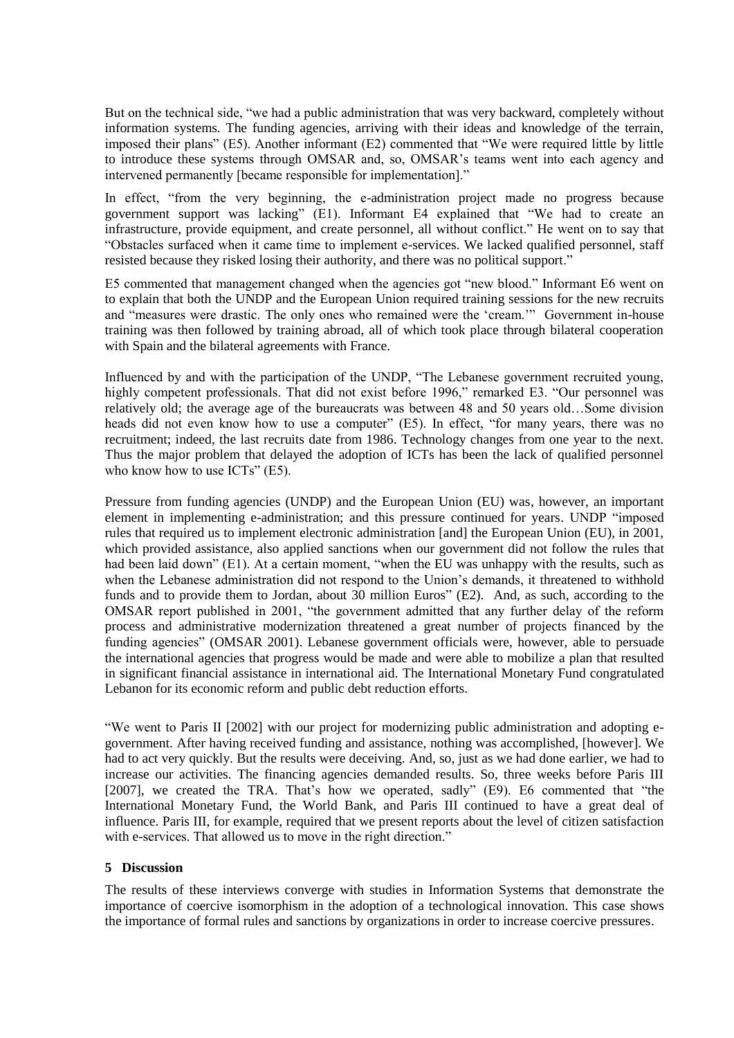But on the technical side, "we had a public administration that was very backward, completely without information systems. The funding agencies, arriving with their ideas and knowledge of the terrain, imposed their plans" (E5). Another informant (E2) commented that "We were required little by little to introduce these systems through OMSAR and, so, OMSAR's teams went into each agency and intervened permanently [became responsible for implementation]."

In effect, "from the very beginning, the e-administration project made no progress because government support was lacking" (E1). Informant E4 explained that "We had to create an infrastructure, provide equipment, and create personnel, all without conflict." He went on to say that "Obstacles surfaced when it came time to implement e-services. We lacked qualified personnel, staff resisted because they risked losing their authority, and there was no political support."

E5 commented that management changed when the agencies got "new blood." Informant E6 went on to explain that both the UNDP and the European Union required training sessions for the new recruits and "measures were drastic. The only ones who remained were the 'cream.'" Government in-house training was then followed by training abroad, all of which took place through bilateral cooperation with Spain and the bilateral agreements with France.

Influenced by and with the participation of the UNDP, "The Lebanese government recruited young, highly competent professionals. That did not exist before 1996," remarked E3. "Our personnel was relatively old; the average age of the bureaucrats was between 48 and 50 years old…Some division heads did not even know how to use a computer" (E5). In effect, "for many years, there was no recruitment; indeed, the last recruits date from 1986. Technology changes from one year to the next. Thus the major problem that delayed the adoption of ICTs has been the lack of qualified personnel who know how to use ICTs" (E5).

Pressure from funding agencies (UNDP) and the European Union (EU) was, however, an important element in implementing e-administration; and this pressure continued for years. UNDP "imposed rules that required us to implement electronic administration [and] the European Union (EU), in 2001, which provided assistance, also applied sanctions when our government did not follow the rules that had been laid down" (E1). At a certain moment, "when the EU was unhappy with the results, such as when the Lebanese administration did not respond to the Union's demands, it threatened to withhold funds and to provide them to Jordan, about 30 million Euros" (E2). And, as such, according to the OMSAR report published in 2001, "the government admitted that any further delay of the reform process and administrative modernization threatened a great number of projects financed by the funding agencies" (OMSAR 2001). Lebanese government officials were, however, able to persuade the international agencies that progress would be made and were able to mobilize a plan that resulted in significant financial assistance in international aid. The International Monetary Fund congratulated Lebanon for its economic reform and public debt reduction efforts.

"We went to Paris II [2002] with our project for modernizing public administration and adopting e-government. After having received funding and assistance, nothing was accomplished, [however]. We had to act very quickly. But the results were deceiving. And, so, just as we had done earlier, we had to increase our activities. The financing agencies demanded results. So, three weeks before Paris III [2007], we created the TRA. That's how we operated, sadly" (E9). E6 commented that "the International Monetary Fund, the World Bank, and Paris III continued to have a great deal of influence. Paris III, for example, required that we present reports about the level of citizen satisfaction with e-services. That allowed us to move in the right direction."

## 5 Discussion

The results of these interviews converge with studies in Information Systems that demonstrate the importance of coercive isomorphism in the adoption of a technological innovation. This case shows the importance of formal rules and sanctions by organizations in order to increase coercive pressures.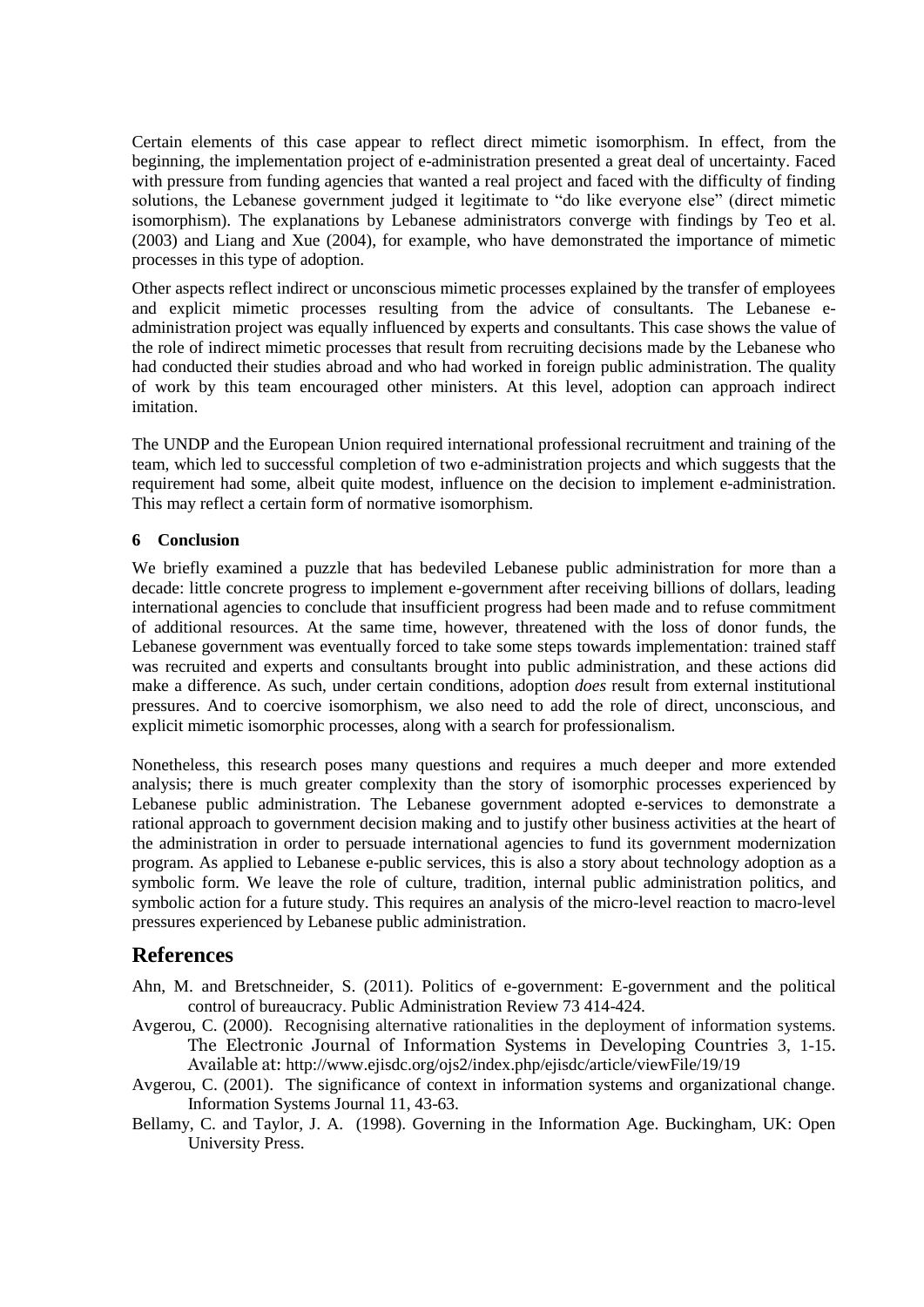Certain elements of this case appear to reflect direct mimetic isomorphism. In effect, from the beginning, the implementation project of e-administration presented a great deal of uncertainty. Faced with pressure from funding agencies that wanted a real project and faced with the difficulty of finding solutions, the Lebanese government judged it legitimate to "do like everyone else" (direct mimetic isomorphism). The explanations by Lebanese administrators converge with findings by Teo et al. (2003) and Liang and Xue (2004), for example, who have demonstrated the importance of mimetic processes in this type of adoption.

Other aspects reflect indirect or unconscious mimetic processes explained by the transfer of employees and explicit mimetic processes resulting from the advice of consultants. The Lebanese e-administration project was equally influenced by experts and consultants. This case shows the value of the role of indirect mimetic processes that result from recruiting decisions made by the Lebanese who had conducted their studies abroad and who had worked in foreign public administration. The quality of work by this team encouraged other ministers. At this level, adoption can approach indirect imitation.

The UNDP and the European Union required international professional recruitment and training of the team, which led to successful completion of two e-administration projects and which suggests that the requirement had some, albeit quite modest, influence on the decision to implement e-administration. This may reflect a certain form of normative isomorphism.

### 6 Conclusion

We briefly examined a puzzle that has bedeviled Lebanese public administration for more than a decade: little concrete progress to implement e-government after receiving billions of dollars, leading international agencies to conclude that insufficient progress had been made and to refuse commitment of additional resources. At the same time, however, threatened with the loss of donor funds, the Lebanese government was eventually forced to take some steps towards implementation: trained staff was recruited and experts and consultants brought into public administration, and these actions did make a difference. As such, under certain conditions, adoption *does* result from external institutional pressures. And to coercive isomorphism, we also need to add the role of direct, unconscious, and explicit mimetic isomorphic processes, along with a search for professionalism.

Nonetheless, this research poses many questions and requires a much deeper and more extended analysis; there is much greater complexity than the story of isomorphic processes experienced by Lebanese public administration. The Lebanese government adopted e-services to demonstrate a rational approach to government decision making and to justify other business activities at the heart of the administration in order to persuade international agencies to fund its government modernization program. As applied to Lebanese e-public services, this is also a story about technology adoption as a symbolic form. We leave the role of culture, tradition, internal public administration politics, and symbolic action for a future study. This requires an analysis of the micro-level reaction to macro-level pressures experienced by Lebanese public administration.

## References

Ahn, M. and Bretschneider, S. (2011). Politics of e-government: E-government and the political control of bureaucracy. Public Administration Review 73 414-424.

Avgerou, C. (2000). Recognising alternative rationalities in the deployment of information systems. The Electronic Journal of Information Systems in Developing Countries 3, 1-15. Available at: http://www.ejisdc.org/ojs2/index.php/ejisdc/article/viewFile/19/19

Avgerou, C. (2001). The significance of context in information systems and organizational change. Information Systems Journal 11, 43-63.

Bellamy, C. and Taylor, J. A. (1998). Governing in the Information Age. Buckingham, UK: Open University Press.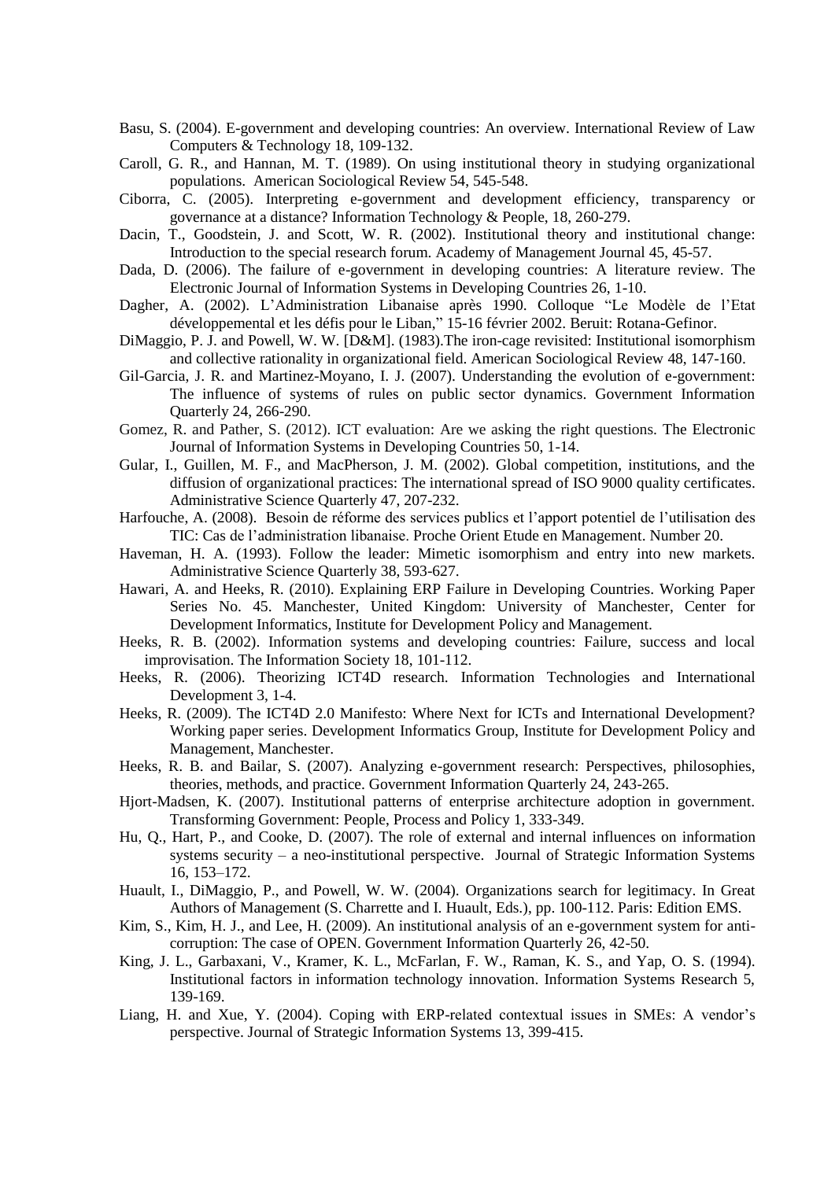Basu, S. (2004). E-government and developing countries: An overview. International Review of Law Computers & Technology 18, 109-132.

Caroll, G. R., and Hannan, M. T. (1989). On using institutional theory in studying organizational populations. American Sociological Review 54, 545-548.

Ciborra, C. (2005). Interpreting e-government and development efficiency, transparency or governance at a distance? Information Technology & People, 18, 260-279.

Dacin, T., Goodstein, J. and Scott, W. R. (2002). Institutional theory and institutional change: Introduction to the special research forum. Academy of Management Journal 45, 45-57.

Dada, D. (2006). The failure of e-government in developing countries: A literature review. The Electronic Journal of Information Systems in Developing Countries 26, 1-10.

Dagher, A. (2002). L'Administration Libanaise après 1990. Colloque "Le Modèle de l'Etat développemental et les défis pour le Liban," 15-16 février 2002. Beruit: Rotana-Gefinor.

DiMaggio, P. J. and Powell, W. W. [D&M]. (1983).The iron-cage revisited: Institutional isomorphism and collective rationality in organizational field. American Sociological Review 48, 147-160.

Gil-Garcia, J. R. and Martinez-Moyano, I. J. (2007). Understanding the evolution of e-government: The influence of systems of rules on public sector dynamics. Government Information Quarterly 24, 266-290.

Gomez, R. and Pather, S. (2012). ICT evaluation: Are we asking the right questions. The Electronic Journal of Information Systems in Developing Countries 50, 1-14.

Gular, I., Guillen, M. F., and MacPherson, J. M. (2002). Global competition, institutions, and the diffusion of organizational practices: The international spread of ISO 9000 quality certificates. Administrative Science Quarterly 47, 207-232.

Harfouche, A. (2008). Besoin de réforme des services publics et l'apport potentiel de l'utilisation des TIC: Cas de l'administration libanaise. Proche Orient Etude en Management. Number 20.

Haveman, H. A. (1993). Follow the leader: Mimetic isomorphism and entry into new markets. Administrative Science Quarterly 38, 593-627.

Hawari, A. and Heeks, R. (2010). Explaining ERP Failure in Developing Countries. Working Paper Series No. 45. Manchester, United Kingdom: University of Manchester, Center for Development Informatics, Institute for Development Policy and Management.

Heeks, R. B. (2002). Information systems and developing countries: Failure, success and local improvisation. The Information Society 18, 101-112.

Heeks, R. (2006). Theorizing ICT4D research. Information Technologies and International Development 3, 1-4.

Heeks, R. (2009). The ICT4D 2.0 Manifesto: Where Next for ICTs and International Development? Working paper series. Development Informatics Group, Institute for Development Policy and Management, Manchester.

Heeks, R. B. and Bailar, S. (2007). Analyzing e-government research: Perspectives, philosophies, theories, methods, and practice. Government Information Quarterly 24, 243-265.

Hjort-Madsen, K. (2007). Institutional patterns of enterprise architecture adoption in government. Transforming Government: People, Process and Policy 1, 333-349.

Hu, Q., Hart, P., and Cooke, D. (2007). The role of external and internal influences on information systems security – a neo-institutional perspective. Journal of Strategic Information Systems 16, 153–172.

Huault, I., DiMaggio, P., and Powell, W. W. (2004). Organizations search for legitimacy. In Great Authors of Management (S. Charrette and I. Huault, Eds.), pp. 100-112. Paris: Edition EMS.

Kim, S., Kim, H. J., and Lee, H. (2009). An institutional analysis of an e-government system for anti-corruption: The case of OPEN. Government Information Quarterly 26, 42-50.

King, J. L., Garbaxani, V., Kramer, K. L., McFarlan, F. W., Raman, K. S., and Yap, O. S. (1994). Institutional factors in information technology innovation. Information Systems Research 5, 139-169.

Liang, H. and Xue, Y. (2004). Coping with ERP-related contextual issues in SMEs: A vendor's perspective. Journal of Strategic Information Systems 13, 399-415.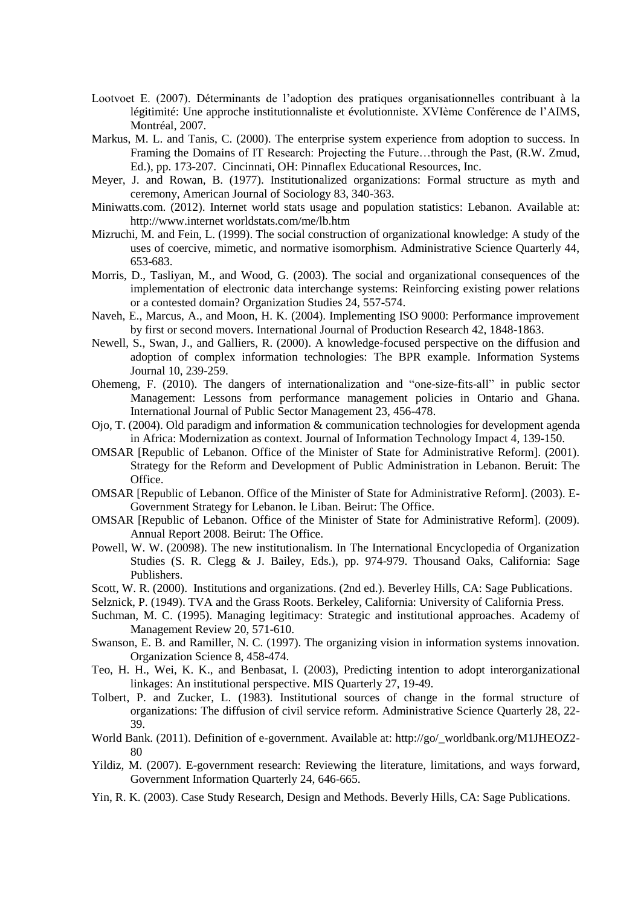Lootvoet E. (2007). Déterminants de l'adoption des pratiques organisationnelles contribuant à la légitimité: Une approche institutionnaliste et évolutionniste. XVIème Conférence de l'AIMS, Montréal, 2007.

Markus, M. L. and Tanis, C. (2000). The enterprise system experience from adoption to success. In Framing the Domains of IT Research: Projecting the Future…through the Past, (R.W. Zmud, Ed.), pp. 173-207. Cincinnati, OH: Pinnaflex Educational Resources, Inc.

Meyer, J. and Rowan, B. (1977). Institutionalized organizations: Formal structure as myth and ceremony, American Journal of Sociology 83, 340-363.

Miniwatts.com. (2012). Internet world stats usage and population statistics: Lebanon. Available at: http://www.internet worldstats.com/me/lb.htm

Mizruchi, M. and Fein, L. (1999). The social construction of organizational knowledge: A study of the uses of coercive, mimetic, and normative isomorphism. Administrative Science Quarterly 44, 653-683.

Morris, D., Tasliyan, M., and Wood, G. (2003). The social and organizational consequences of the implementation of electronic data interchange systems: Reinforcing existing power relations or a contested domain? Organization Studies 24, 557-574.

Naveh, E., Marcus, A., and Moon, H. K. (2004). Implementing ISO 9000: Performance improvement by first or second movers. International Journal of Production Research 42, 1848-1863.

Newell, S., Swan, J., and Galliers, R. (2000). A knowledge-focused perspective on the diffusion and adoption of complex information technologies: The BPR example. Information Systems Journal 10, 239-259.

Ohemeng, F. (2010). The dangers of internationalization and "one-size-fits-all" in public sector Management: Lessons from performance management policies in Ontario and Ghana. International Journal of Public Sector Management 23, 456-478.

Ojo, T. (2004). Old paradigm and information & communication technologies for development agenda in Africa: Modernization as context. Journal of Information Technology Impact 4, 139-150.

OMSAR [Republic of Lebanon. Office of the Minister of State for Administrative Reform]. (2001). Strategy for the Reform and Development of Public Administration in Lebanon. Beruit: The Office.

OMSAR [Republic of Lebanon. Office of the Minister of State for Administrative Reform]. (2003). E-Government Strategy for Lebanon. le Liban. Beirut: The Office.

OMSAR [Republic of Lebanon. Office of the Minister of State for Administrative Reform]. (2009). Annual Report 2008. Beirut: The Office.

Powell, W. W. (20098). The new institutionalism. In The International Encyclopedia of Organization Studies (S. R. Clegg & J. Bailey, Eds.), pp. 974-979. Thousand Oaks, California: Sage Publishers.

Scott, W. R. (2000). Institutions and organizations. (2nd ed.). Beverley Hills, CA: Sage Publications.

Selznick, P. (1949). TVA and the Grass Roots. Berkeley, California: University of California Press.

Suchman, M. C. (1995). Managing legitimacy: Strategic and institutional approaches. Academy of Management Review 20, 571-610.

Swanson, E. B. and Ramiller, N. C. (1997). The organizing vision in information systems innovation. Organization Science 8, 458-474.

Teo, H. H., Wei, K. K., and Benbasat, I. (2003), Predicting intention to adopt interorganizational linkages: An institutional perspective. MIS Quarterly 27, 19-49.

Tolbert, P. and Zucker, L. (1983). Institutional sources of change in the formal structure of organizations: The diffusion of civil service reform. Administrative Science Quarterly 28, 22-39.

World Bank. (2011). Definition of e-government. Available at: http://go/_worldbank.org/M1JHEOZ2-80

Yildiz, M. (2007). E-government research: Reviewing the literature, limitations, and ways forward, Government Information Quarterly 24, 646-665.

Yin, R. K. (2003). Case Study Research, Design and Methods. Beverly Hills, CA: Sage Publications.